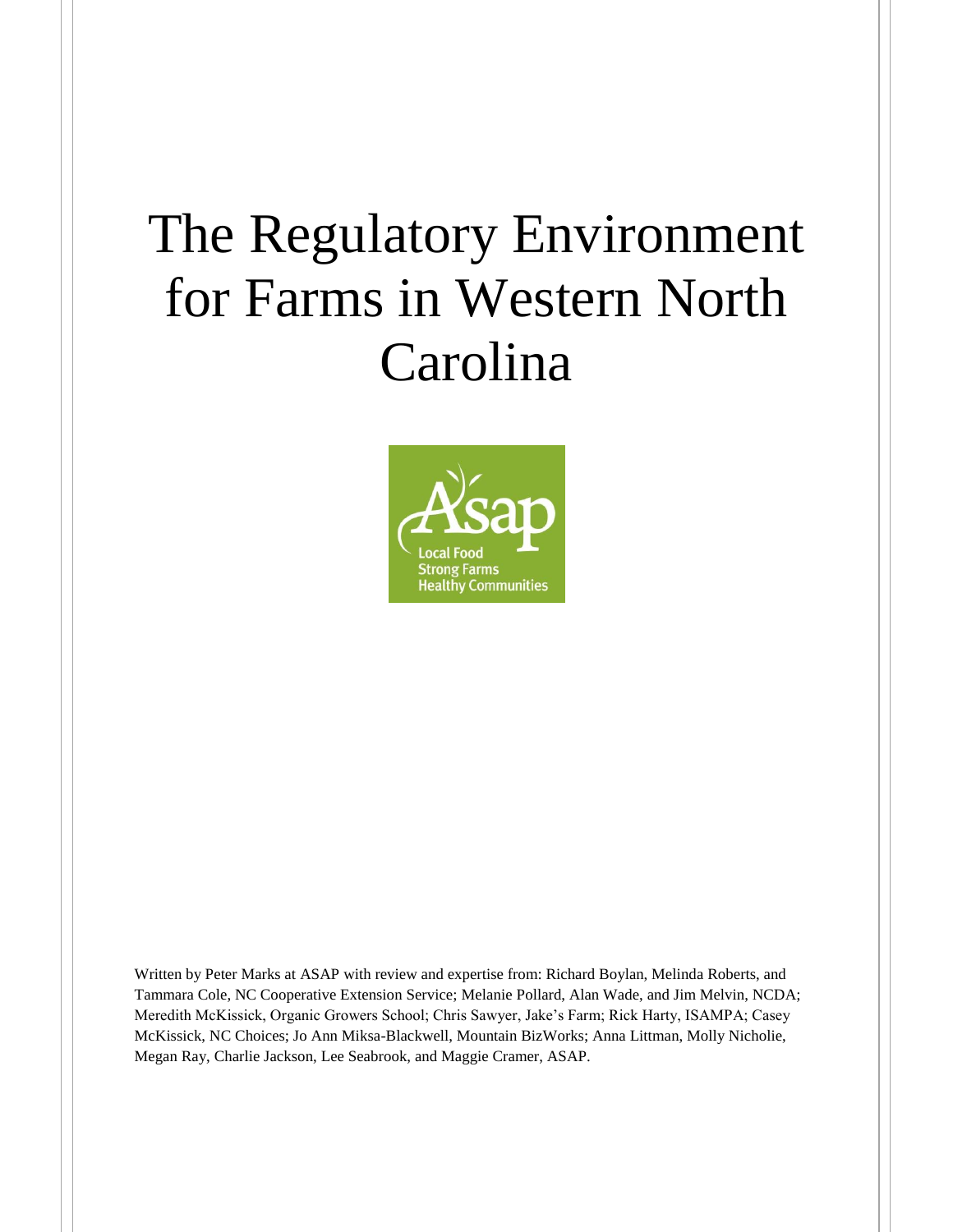# The Regulatory Environment for Farms in Western North Carolina

Written by Peter Marks at ASAP with review and expertise from: Richard Boylan, Melinda Roberts, and Tammara Cole, NC Cooperative Extension Service; Melanie Pollard, Alan Wade, and Jim Melvin, NCDA; Meredith McKissick, Organic Growers School; Chris Sawyer, Jake's Farm; Rick Harty, ISAMPA; Casey McKissick, NC Choices; Jo Ann Miksa-Blackwell, Mountain BizWorks; Anna Littman, Molly Nicholie, Megan Ray, Charlie Jackson, Lee Seabrook, and Maggie Cramer, ASAP.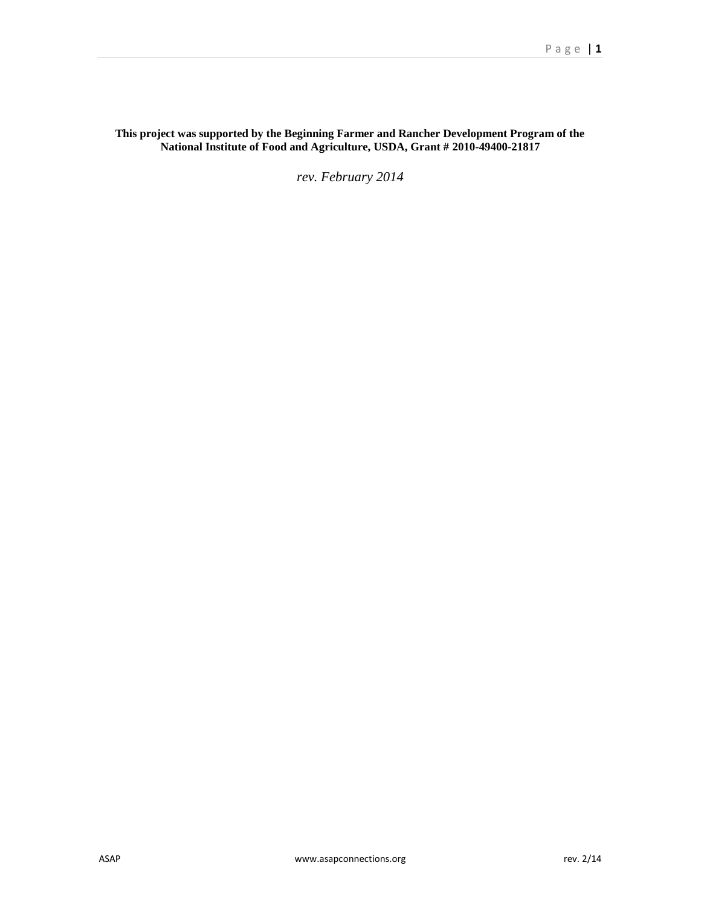**This project was supported by the Beginning Farmer and Rancher Development Program of the National Institute of Food and Agriculture, USDA, Grant # 2010-49400-21817**

*rev. February 2014*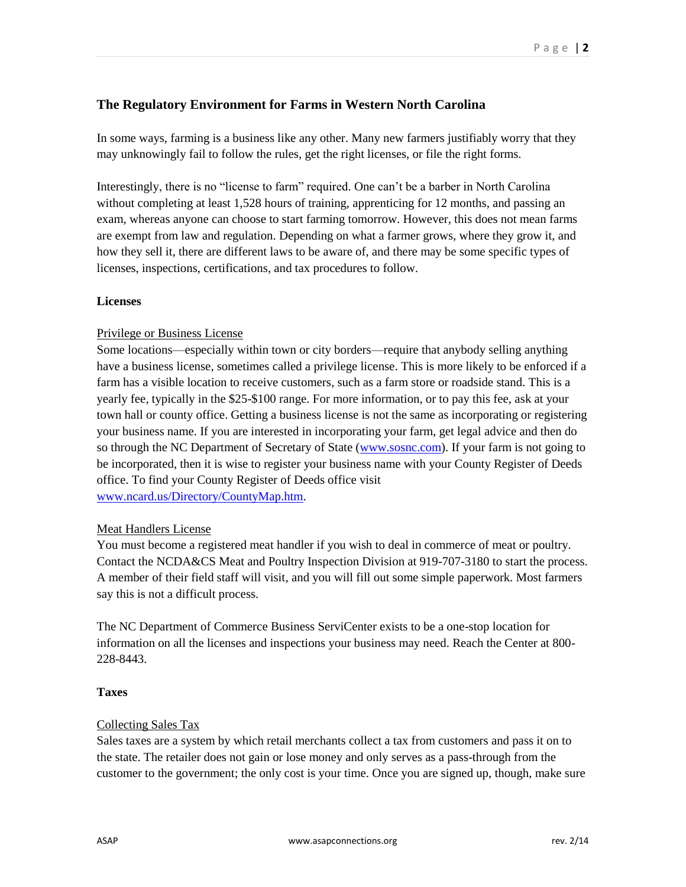## The Regulatory Environment for Farms in Western North Carolina

In some ways, farming is a business like any other. Many new farmers justifiably worry that they may unknowingly fail to follow the rules, get the right licenses, or file the right forms.

Interestingly, there is no "license to farm" required. One can't be a barber in North Carolina without completing at least 1,528 hours of training, apprenticing for 12 months, and passing an exam, whereas anyone can choose to start farming tomorrow. However, this does not mean farms are exempt from law and regulation. Depending on what a farmer grows, where they grow it, and how they sell it, there are different laws to be aware of, and there may be some specific types of licenses, inspections, certifications, and tax procedures to follow.

### Licenses

Privilege or Business License

Some locations—especially within town or city borders—require that anybody selling anything have a business license, sometimes called a privilege license. This is more likely to be enforced if a farm has a visible location to receive customers, such as a farm store or roadside stand. This is a yearly fee, typically in the $25-$100 range. For more information, or to pay this fee, ask at your town hall or county office. Getting a business license is not the same as incorporating or registering your business name. If you are interested in incorporating your farm, get legal advice and then do so through the NC Department of Secretary of State (www.sosnc.com). If your farm is not going to be incorporated, then it is wise to register your business name with your County Register of Deeds office. To find your County Register of Deeds office visit www.ncard.us/Directory/CountyMap.htm.

Meat Handlers License

You must become a registered meat handler if you wish to deal in commerce of meat or poultry. Contact the NCDA&CS Meat and Poultry Inspection Division at 919-707-3180 to start the process. A member of their field staff will visit, and you will fill out some simple paperwork. Most farmers say this is not a difficult process.

The NC Department of Commerce Business ServiCenter exists to be a one-stop location for information on all the licenses and inspections your business may need. Reach the Center at 800-228-8443.

### Taxes

Collecting Sales Tax

Sales taxes are a system by which retail merchants collect a tax from customers and pass it on to the state. The retailer does not gain or lose money and only serves as a pass-through from the customer to the government; the only cost is your time. Once you are signed up, though, make sure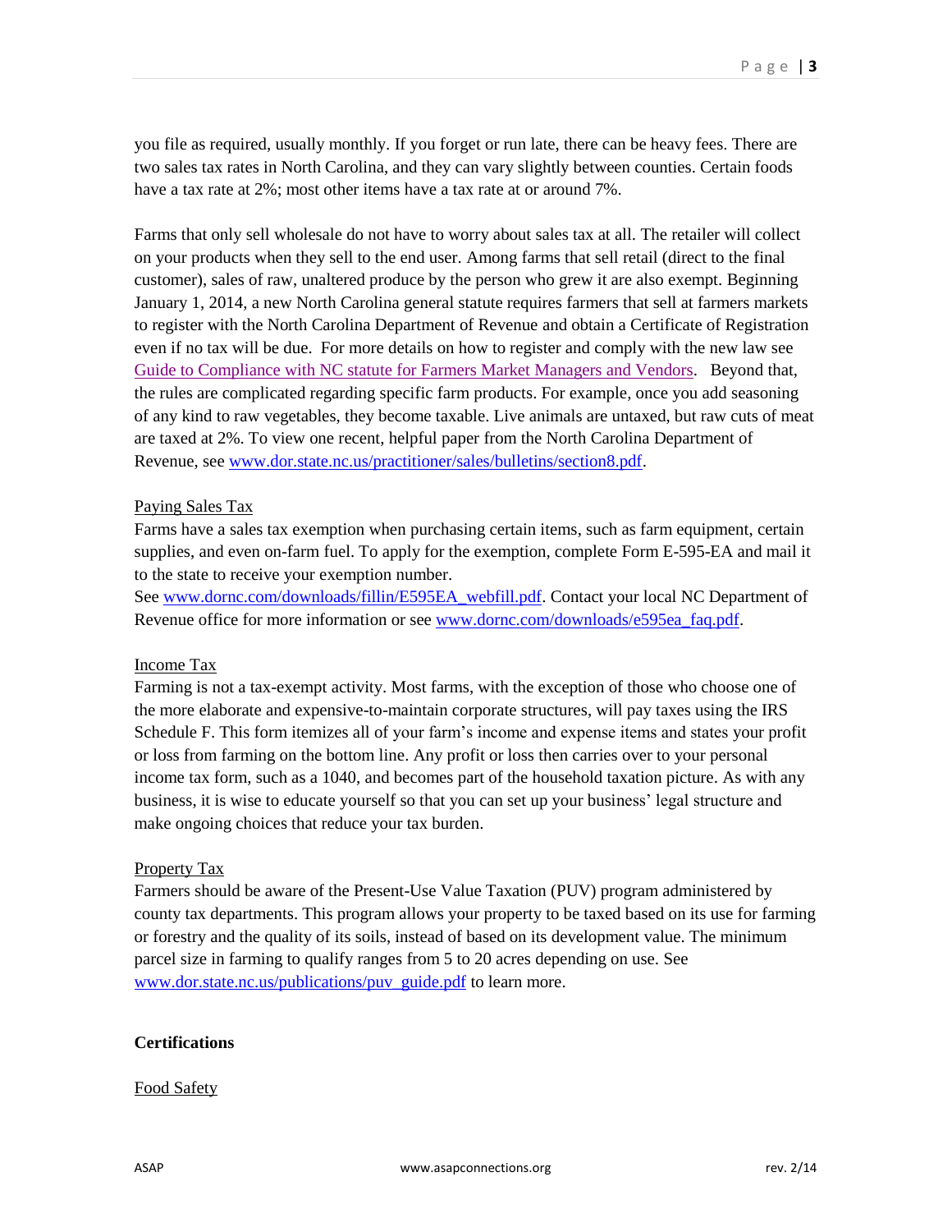you file as required, usually monthly. If you forget or run late, there can be heavy fees. There are two sales tax rates in North Carolina, and they can vary slightly between counties. Certain foods have a tax rate at 2%; most other items have a tax rate at or around 7%.

Farms that only sell wholesale do not have to worry about sales tax at all. The retailer will collect on your products when they sell to the end user. Among farms that sell retail (direct to the final customer), sales of raw, unaltered produce by the person who grew it are also exempt. Beginning January 1, 2014, a new North Carolina general statute requires farmers that sell at farmers markets to register with the North Carolina Department of Revenue and obtain a Certificate of Registration even if no tax will be due. For more details on how to register and comply with the new law see [Guide to Compliance with NC statute for Farmers Market Managers and Vendors](). Beyond that, the rules are complicated regarding specific farm products. For example, once you add seasoning of any kind to raw vegetables, they become taxable. Live animals are untaxed, but raw cuts of meat are taxed at 2%. To view one recent, helpful paper from the North Carolina Department of Revenue, see www.dor.state.nc.us/practitioner/sales/bulletins/section8.pdf.

### Paying Sales Tax

Farms have a sales tax exemption when purchasing certain items, such as farm equipment, certain supplies, and even on-farm fuel. To apply for the exemption, complete Form E-595-EA and mail it to the state to receive your exemption number.
See www.dornc.com/downloads/fillin/E595EA_webfill.pdf. Contact your local NC Department of Revenue office for more information or see www.dornc.com/downloads/e595ea_faq.pdf.

### Income Tax

Farming is not a tax-exempt activity. Most farms, with the exception of those who choose one of the more elaborate and expensive-to-maintain corporate structures, will pay taxes using the IRS Schedule F. This form itemizes all of your farm's income and expense items and states your profit or loss from farming on the bottom line. Any profit or loss then carries over to your personal income tax form, such as a 1040, and becomes part of the household taxation picture. As with any business, it is wise to educate yourself so that you can set up your business' legal structure and make ongoing choices that reduce your tax burden.

### Property Tax

Farmers should be aware of the Present-Use Value Taxation (PUV) program administered by county tax departments. This program allows your property to be taxed based on its use for farming or forestry and the quality of its soils, instead of based on its development value. The minimum parcel size in farming to qualify ranges from 5 to 20 acres depending on use. See www.dor.state.nc.us/publications/puv_guide.pdf to learn more.

## Certifications

### Food Safety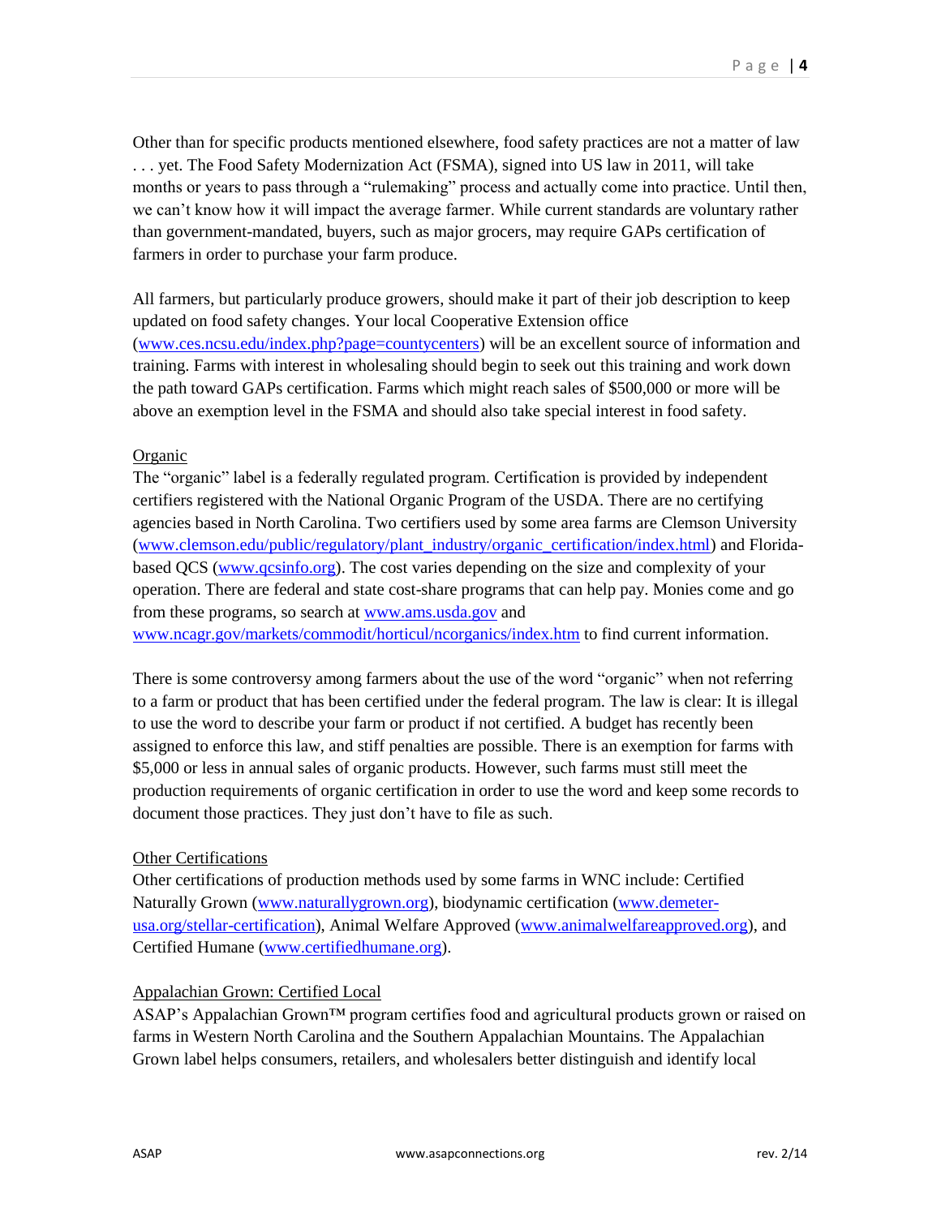Other than for specific products mentioned elsewhere, food safety practices are not a matter of law . . . yet. The Food Safety Modernization Act (FSMA), signed into US law in 2011, will take months or years to pass through a "rulemaking" process and actually come into practice. Until then, we can't know how it will impact the average farmer. While current standards are voluntary rather than government-mandated, buyers, such as major grocers, may require GAPs certification of farmers in order to purchase your farm produce.

All farmers, but particularly produce growers, should make it part of their job description to keep updated on food safety changes. Your local Cooperative Extension office ([www.ces.ncsu.edu/index.php?page=countycenters](www.ces.ncsu.edu/index.php?page=countycenters)) will be an excellent source of information and training. Farms with interest in wholesaling should begin to seek out this training and work down the path toward GAPs certification. Farms which might reach sales of $500,000 or more will be above an exemption level in the FSMA and should also take special interest in food safety.

Organic

The "organic" label is a federally regulated program. Certification is provided by independent certifiers registered with the National Organic Program of the USDA. There are no certifying agencies based in North Carolina. Two certifiers used by some area farms are Clemson University ([www.clemson.edu/public/regulatory/plant_industry/organic_certification/index.html](www.clemson.edu/public/regulatory/plant_industry/organic_certification/index.html)) and Florida-based QCS ([www.qcsinfo.org](www.qcsinfo.org)). The cost varies depending on the size and complexity of your operation. There are federal and state cost-share programs that can help pay. Monies come and go from these programs, so search at [www.ams.usda.gov](www.ams.usda.gov) and [www.ncagr.gov/markets/commodit/horticul/ncorganics/index.htm](www.ncagr.gov/markets/commodit/horticul/ncorganics/index.htm) to find current information.

There is some controversy among farmers about the use of the word "organic" when not referring to a farm or product that has been certified under the federal program. The law is clear: It is illegal to use the word to describe your farm or product if not certified. A budget has recently been assigned to enforce this law, and stiff penalties are possible. There is an exemption for farms with $5,000 or less in annual sales of organic products. However, such farms must still meet the production requirements of organic certification in order to use the word and keep some records to document those practices. They just don't have to file as such.

Other Certifications

Other certifications of production methods used by some farms in WNC include: Certified Naturally Grown ([www.naturallygrown.org](www.naturallygrown.org)), biodynamic certification ([www.demeter-usa.org/stellar-certification](www.demeter-usa.org/stellar-certification)), Animal Welfare Approved ([www.animalwelfareapproved.org](www.animalwelfareapproved.org)), and Certified Humane ([www.certifiedhumane.org](www.certifiedhumane.org)).

Appalachian Grown: Certified Local

ASAP's Appalachian Grown™ program certifies food and agricultural products grown or raised on farms in Western North Carolina and the Southern Appalachian Mountains. The Appalachian Grown label helps consumers, retailers, and wholesalers better distinguish and identify local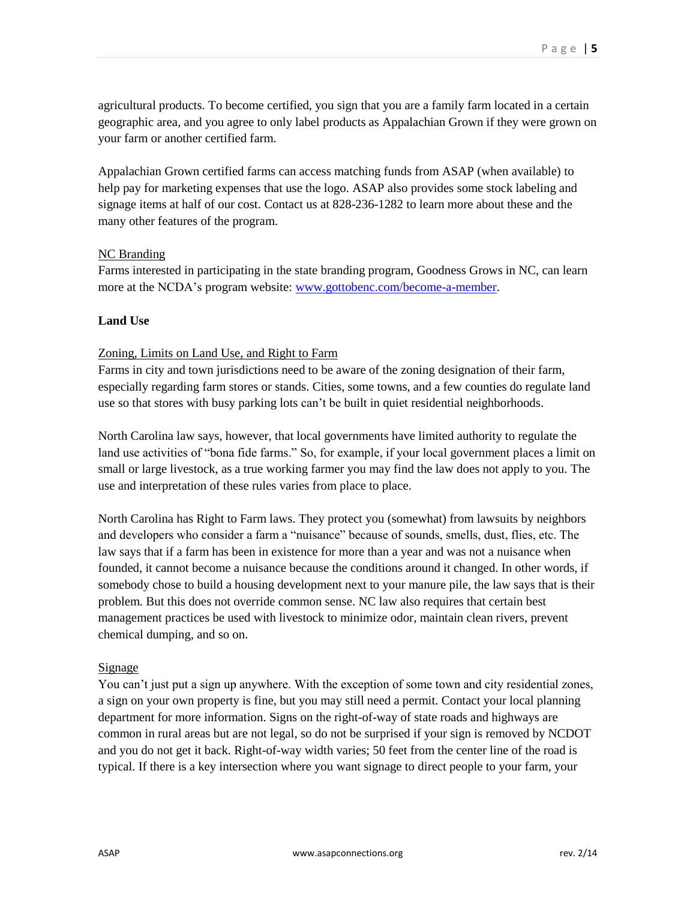agricultural products. To become certified, you sign that you are a family farm located in a certain geographic area, and you agree to only label products as Appalachian Grown if they were grown on your farm or another certified farm.

Appalachian Grown certified farms can access matching funds from ASAP (when available) to help pay for marketing expenses that use the logo. ASAP also provides some stock labeling and signage items at half of our cost. Contact us at 828-236-1282 to learn more about these and the many other features of the program.

<u>NC Branding</u>

Farms interested in participating in the state branding program, Goodness Grows in NC, can learn more at the NCDA's program website: [www.gottobenc.com/become-a-member](www.gottobenc.com/become-a-member).

**Land Use**

<u>Zoning, Limits on Land Use, and Right to Farm</u>

Farms in city and town jurisdictions need to be aware of the zoning designation of their farm, especially regarding farm stores or stands. Cities, some towns, and a few counties do regulate land use so that stores with busy parking lots can't be built in quiet residential neighborhoods.

North Carolina law says, however, that local governments have limited authority to regulate the land use activities of "bona fide farms." So, for example, if your local government places a limit on small or large livestock, as a true working farmer you may find the law does not apply to you. The use and interpretation of these rules varies from place to place.

North Carolina has Right to Farm laws. They protect you (somewhat) from lawsuits by neighbors and developers who consider a farm a "nuisance" because of sounds, smells, dust, flies, etc. The law says that if a farm has been in existence for more than a year and was not a nuisance when founded, it cannot become a nuisance because the conditions around it changed. In other words, if somebody chose to build a housing development next to your manure pile, the law says that is their problem. But this does not override common sense. NC law also requires that certain best management practices be used with livestock to minimize odor, maintain clean rivers, prevent chemical dumping, and so on.

<u>Signage</u>

You can't just put a sign up anywhere. With the exception of some town and city residential zones, a sign on your own property is fine, but you may still need a permit. Contact your local planning department for more information. Signs on the right-of-way of state roads and highways are common in rural areas but are not legal, so do not be surprised if your sign is removed by NCDOT and you do not get it back. Right-of-way width varies; 50 feet from the center line of the road is typical. If there is a key intersection where you want signage to direct people to your farm, your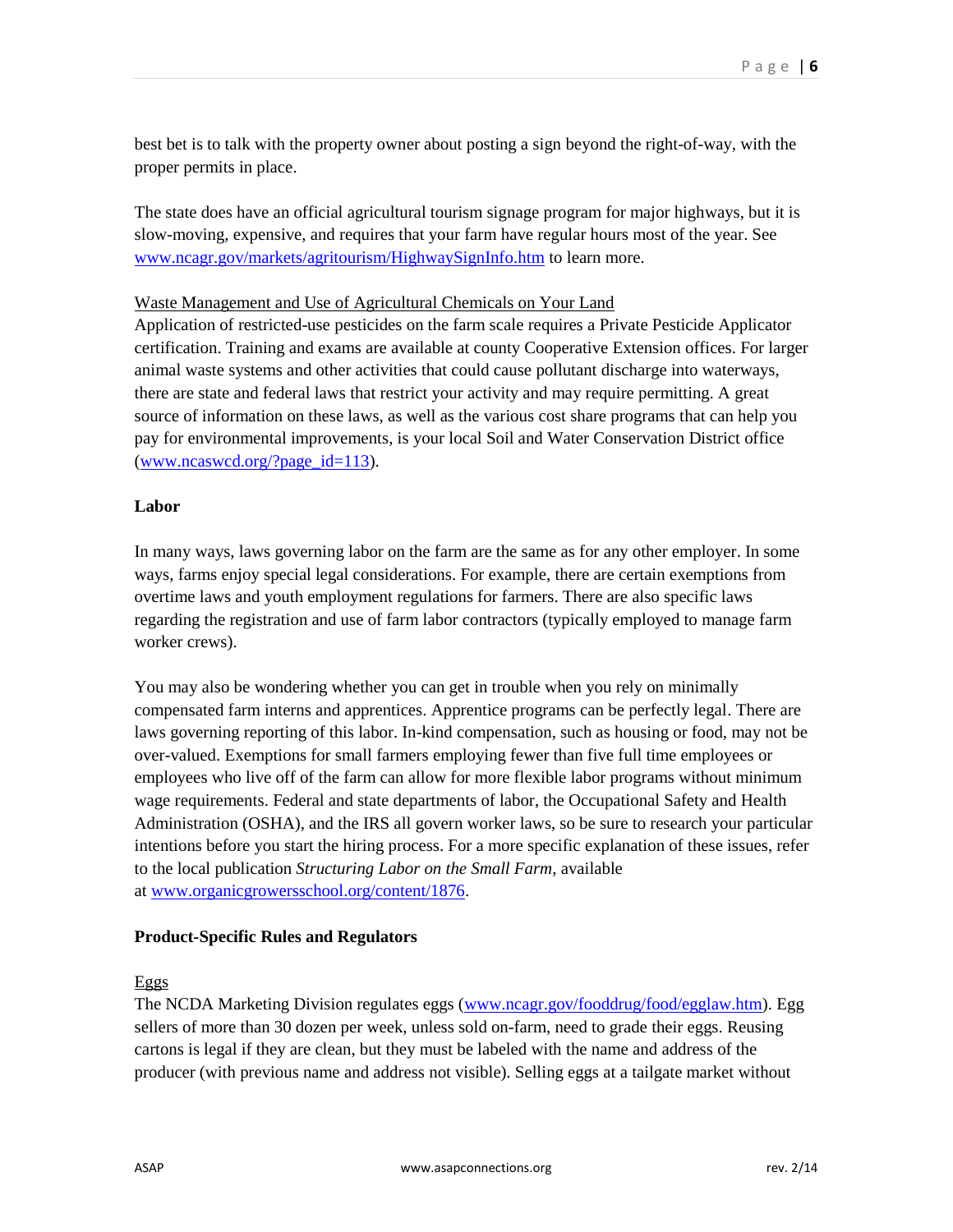best bet is to talk with the property owner about posting a sign beyond the right-of-way, with the proper permits in place.

The state does have an official agricultural tourism signage program for major highways, but it is slow-moving, expensive, and requires that your farm have regular hours most of the year. See [www.ncagr.gov/markets/agritourism/HighwaySignInfo.htm](http://www.ncagr.gov/markets/agritourism/HighwaySignInfo.htm) to learn more.

Waste Management and Use of Agricultural Chemicals on Your Land

Application of restricted-use pesticides on the farm scale requires a Private Pesticide Applicator certification. Training and exams are available at county Cooperative Extension offices. For larger animal waste systems and other activities that could cause pollutant discharge into waterways, there are state and federal laws that restrict your activity and may require permitting. A great source of information on these laws, as well as the various cost share programs that can help you pay for environmental improvements, is your local Soil and Water Conservation District office ([www.ncaswcd.org/?page_id=113](http://www.ncaswcd.org/?page_id=113)).

**Labor**

In many ways, laws governing labor on the farm are the same as for any other employer. In some ways, farms enjoy special legal considerations. For example, there are certain exemptions from overtime laws and youth employment regulations for farmers. There are also specific laws regarding the registration and use of farm labor contractors (typically employed to manage farm worker crews).

You may also be wondering whether you can get in trouble when you rely on minimally compensated farm interns and apprentices. Apprentice programs can be perfectly legal. There are laws governing reporting of this labor. In-kind compensation, such as housing or food, may not be over-valued. Exemptions for small farmers employing fewer than five full time employees or employees who live off of the farm can allow for more flexible labor programs without minimum wage requirements. Federal and state departments of labor, the Occupational Safety and Health Administration (OSHA), and the IRS all govern worker laws, so be sure to research your particular intentions before you start the hiring process. For a more specific explanation of these issues, refer to the local publication *Structuring Labor on the Small Farm*, available at [www.organicgrowersschool.org/content/1876](http://www.organicgrowersschool.org/content/1876).

**Product-Specific Rules and Regulators**

Eggs

The NCDA Marketing Division regulates eggs ([www.ncagr.gov/fooddrug/food/egglaw.htm](http://www.ncagr.gov/fooddrug/food/egglaw.htm)). Egg sellers of more than 30 dozen per week, unless sold on-farm, need to grade their eggs. Reusing cartons is legal if they are clean, but they must be labeled with the name and address of the producer (with previous name and address not visible). Selling eggs at a tailgate market without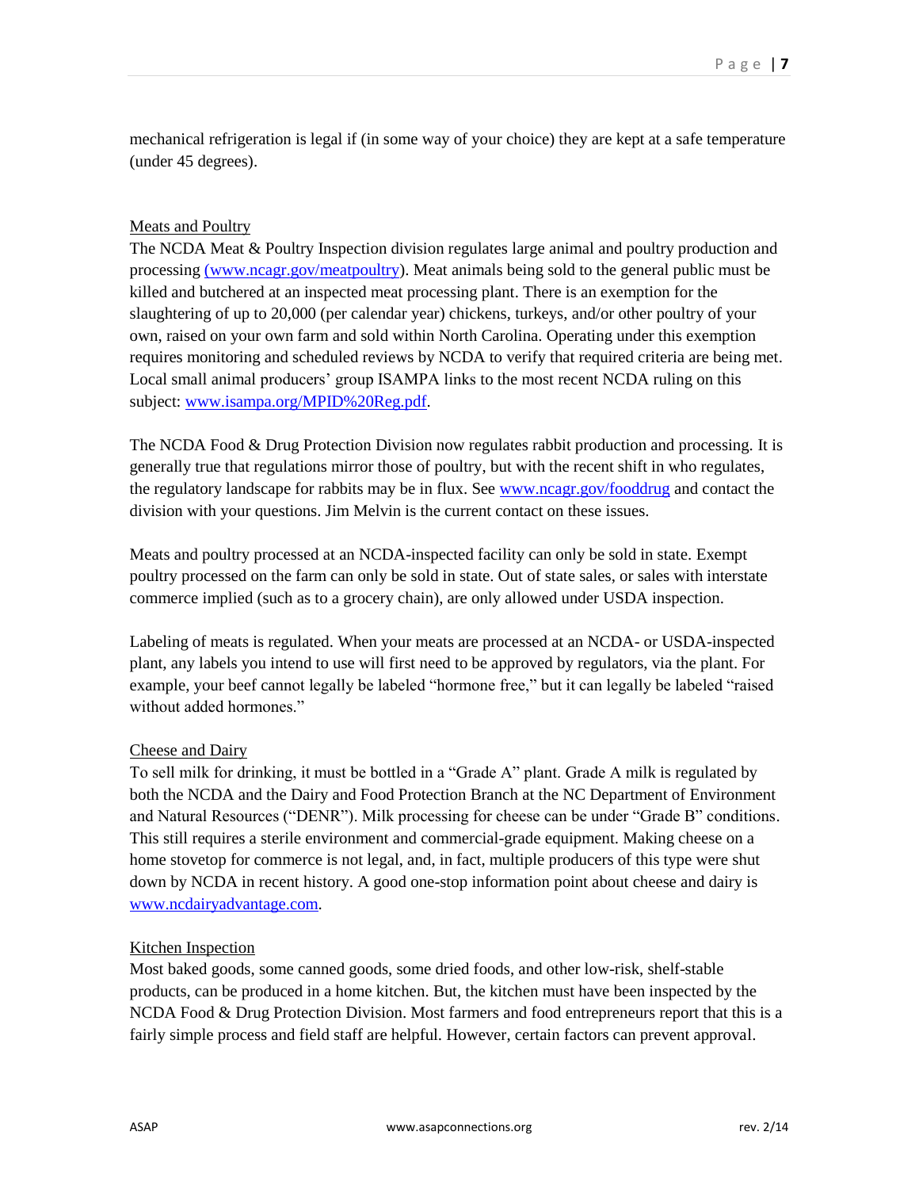mechanical refrigeration is legal if (in some way of your choice) they are kept at a safe temperature (under 45 degrees).

<u>Meats and Poultry</u>

The NCDA Meat & Poultry Inspection division regulates large animal and poultry production and processing [(www.ncagr.gov/meatpoultry)](http://www.ncagr.gov/meatpoultry). Meat animals being sold to the general public must be killed and butchered at an inspected meat processing plant. There is an exemption for the slaughtering of up to 20,000 (per calendar year) chickens, turkeys, and/or other poultry of your own, raised on your own farm and sold within North Carolina. Operating under this exemption requires monitoring and scheduled reviews by NCDA to verify that required criteria are being met. Local small animal producers' group ISAMPA links to the most recent NCDA ruling on this subject: [www.isampa.org/MPID%20Reg.pdf](http://www.isampa.org/MPID%20Reg.pdf).

The NCDA Food & Drug Protection Division now regulates rabbit production and processing. It is generally true that regulations mirror those of poultry, but with the recent shift in who regulates, the regulatory landscape for rabbits may be in flux. See [www.ncagr.gov/fooddrug](http://www.ncagr.gov/fooddrug) and contact the division with your questions. Jim Melvin is the current contact on these issues.

Meats and poultry processed at an NCDA-inspected facility can only be sold in state. Exempt poultry processed on the farm can only be sold in state. Out of state sales, or sales with interstate commerce implied (such as to a grocery chain), are only allowed under USDA inspection.

Labeling of meats is regulated. When your meats are processed at an NCDA- or USDA-inspected plant, any labels you intend to use will first need to be approved by regulators, via the plant. For example, your beef cannot legally be labeled "hormone free," but it can legally be labeled "raised without added hormones."

<u>Cheese and Dairy</u>

To sell milk for drinking, it must be bottled in a "Grade A" plant. Grade A milk is regulated by both the NCDA and the Dairy and Food Protection Branch at the NC Department of Environment and Natural Resources ("DENR"). Milk processing for cheese can be under "Grade B" conditions. This still requires a sterile environment and commercial-grade equipment. Making cheese on a home stovetop for commerce is not legal, and, in fact, multiple producers of this type were shut down by NCDA in recent history. A good one-stop information point about cheese and dairy is [www.ncdairyadvantage.com](http://www.ncdairyadvantage.com).

<u>Kitchen Inspection</u>

Most baked goods, some canned goods, some dried foods, and other low-risk, shelf-stable products, can be produced in a home kitchen. But, the kitchen must have been inspected by the NCDA Food & Drug Protection Division. Most farmers and food entrepreneurs report that this is a fairly simple process and field staff are helpful. However, certain factors can prevent approval.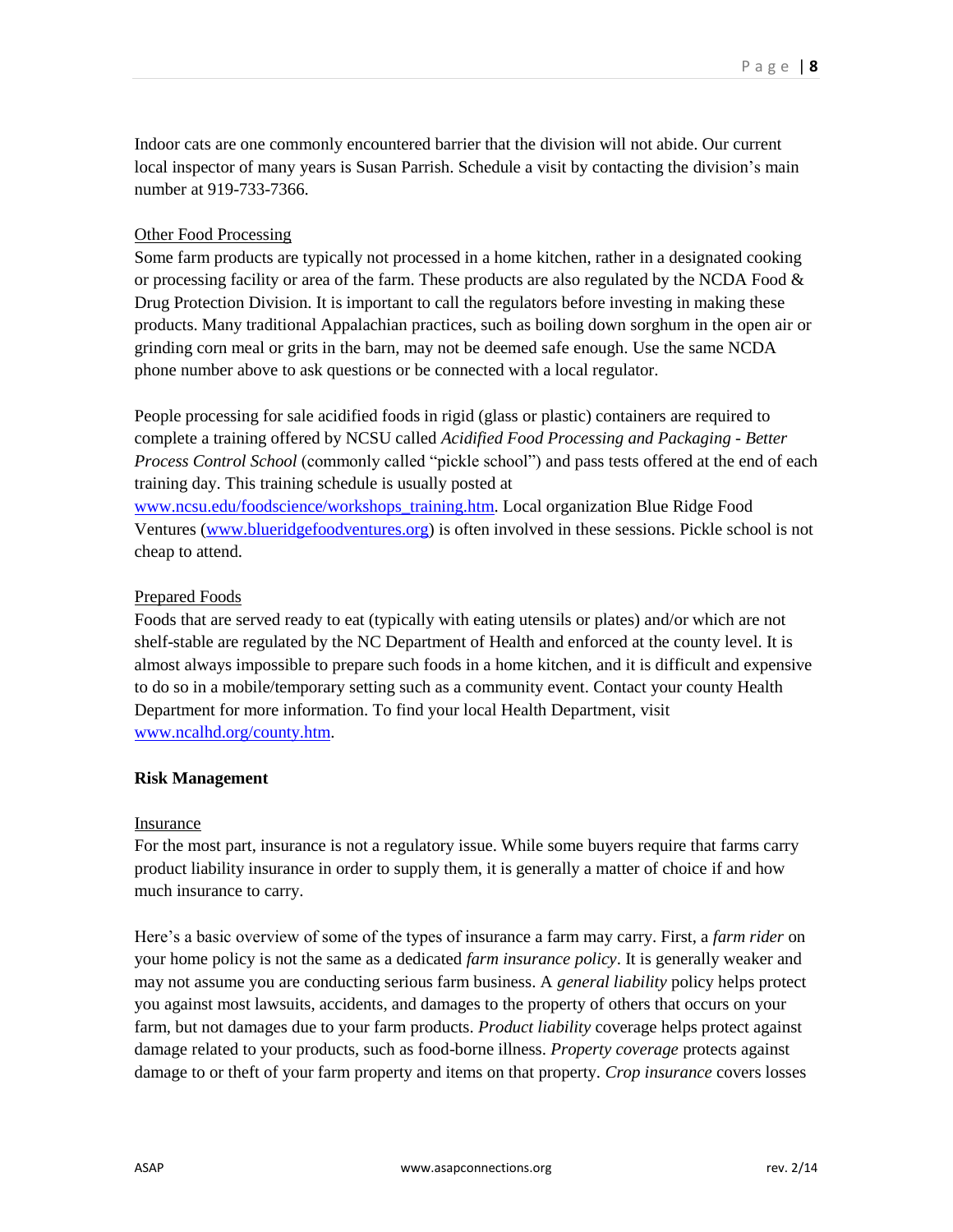Indoor cats are one commonly encountered barrier that the division will not abide. Our current local inspector of many years is Susan Parrish. Schedule a visit by contacting the division's main number at 919-733-7366.

<u>Other Food Processing</u>

Some farm products are typically not processed in a home kitchen, rather in a designated cooking or processing facility or area of the farm. These products are also regulated by the NCDA Food & Drug Protection Division. It is important to call the regulators before investing in making these products. Many traditional Appalachian practices, such as boiling down sorghum in the open air or grinding corn meal or grits in the barn, may not be deemed safe enough. Use the same NCDA phone number above to ask questions or be connected with a local regulator.

People processing for sale acidified foods in rigid (glass or plastic) containers are required to complete a training offered by NCSU called *Acidified Food Processing and Packaging - Better Process Control School* (commonly called "pickle school") and pass tests offered at the end of each training day. This training schedule is usually posted at www.ncsu.edu/foodscience/workshops_training.htm. Local organization Blue Ridge Food Ventures (www.blueridgefoodventures.org) is often involved in these sessions. Pickle school is not cheap to attend.

<u>Prepared Foods</u>

Foods that are served ready to eat (typically with eating utensils or plates) and/or which are not shelf-stable are regulated by the NC Department of Health and enforced at the county level. It is almost always impossible to prepare such foods in a home kitchen, and it is difficult and expensive to do so in a mobile/temporary setting such as a community event. Contact your county Health Department for more information. To find your local Health Department, visit www.ncalhd.org/county.htm.

**Risk Management**

<u>Insurance</u>

For the most part, insurance is not a regulatory issue. While some buyers require that farms carry product liability insurance in order to supply them, it is generally a matter of choice if and how much insurance to carry.

Here's a basic overview of some of the types of insurance a farm may carry. First, a *farm rider* on your home policy is not the same as a dedicated *farm insurance policy*. It is generally weaker and may not assume you are conducting serious farm business. A *general liability* policy helps protect you against most lawsuits, accidents, and damages to the property of others that occurs on your farm, but not damages due to your farm products. *Product liability* coverage helps protect against damage related to your products, such as food-borne illness. *Property coverage* protects against damage to or theft of your farm property and items on that property. *Crop insurance* covers losses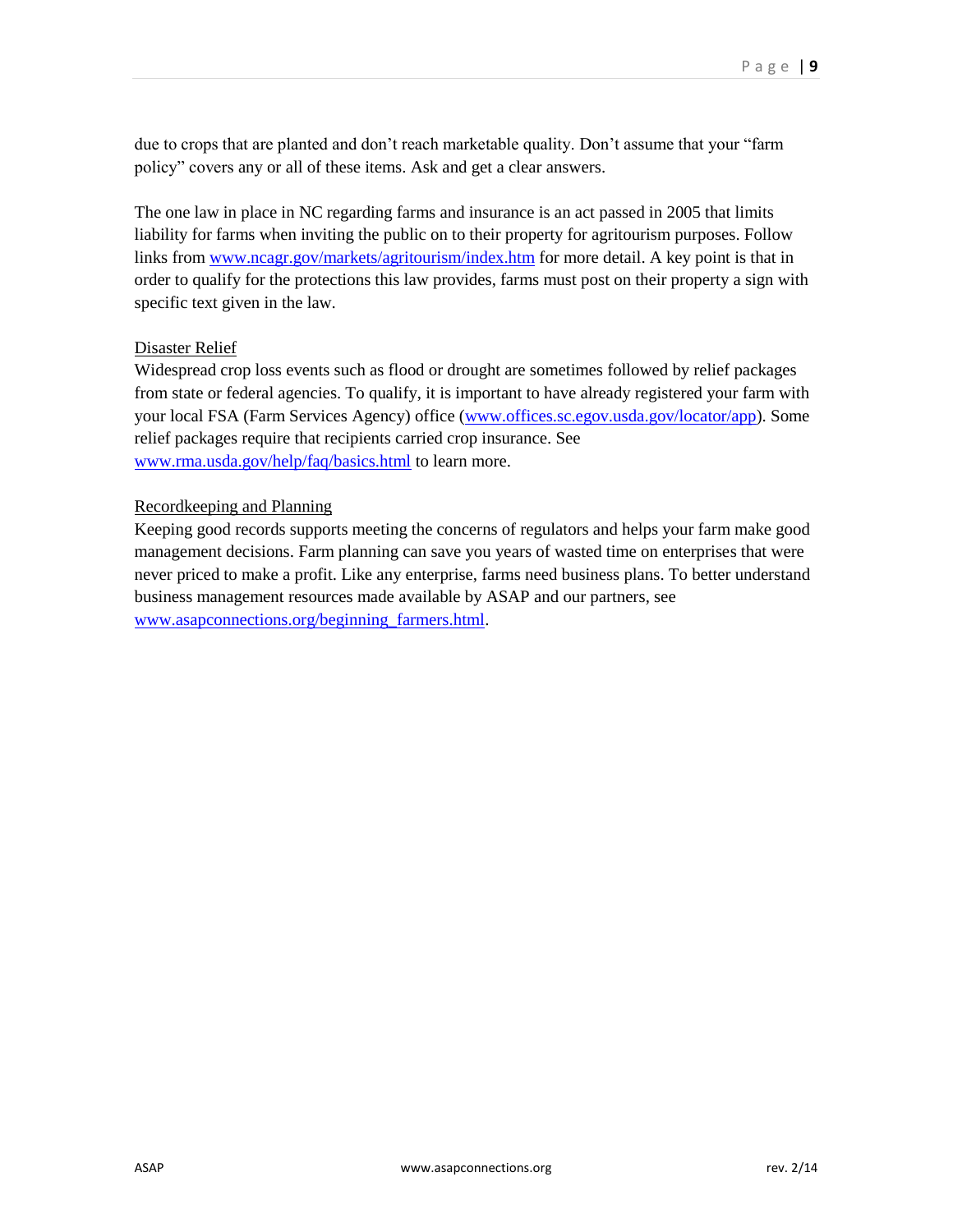due to crops that are planted and don't reach marketable quality. Don't assume that your "farm policy" covers any or all of these items. Ask and get a clear answers.

The one law in place in NC regarding farms and insurance is an act passed in 2005 that limits liability for farms when inviting the public on to their property for agritourism purposes. Follow links from www.ncagr.gov/markets/agritourism/index.htm for more detail. A key point is that in order to qualify for the protections this law provides, farms must post on their property a sign with specific text given in the law.

Disaster Relief

Widespread crop loss events such as flood or drought are sometimes followed by relief packages from state or federal agencies. To qualify, it is important to have already registered your farm with your local FSA (Farm Services Agency) office (www.offices.sc.egov.usda.gov/locator/app). Some relief packages require that recipients carried crop insurance. See www.rma.usda.gov/help/faq/basics.html to learn more.

Recordkeeping and Planning

Keeping good records supports meeting the concerns of regulators and helps your farm make good management decisions. Farm planning can save you years of wasted time on enterprises that were never priced to make a profit. Like any enterprise, farms need business plans. To better understand business management resources made available by ASAP and our partners, see www.asapconnections.org/beginning_farmers.html.